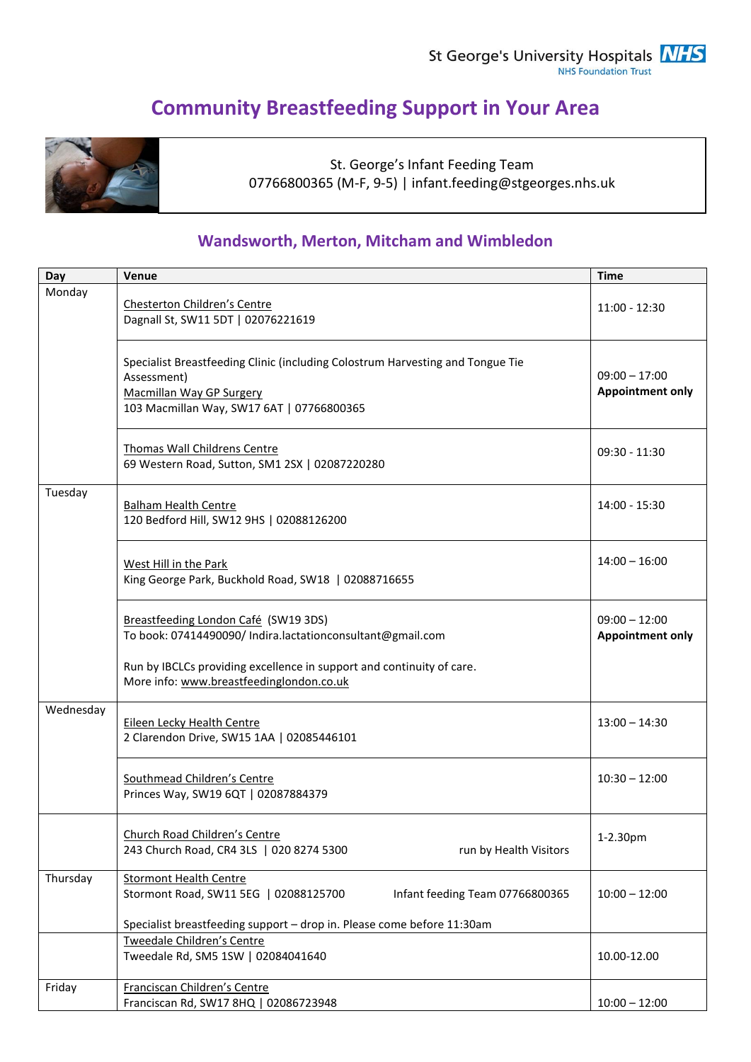St George's University Hospitals NHS Foundation Trust

# Community Breastfeeding Support in Your Area

St. George's Infant Feeding Team
07766800365 (M-F, 9-5) | infant.feeding@stgeorges.nhs.uk

## Wandsworth, Merton, Mitcham and Wimbledon

| Day | Venue | Time |
|---|---|---|
| Monday | Chesterton Children's Centre<br>Dagnall St, SW11 5DT \| 02076221619 | 11:00 - 12:30 |
| | Specialist Breastfeeding Clinic (including Colostrum Harvesting and Tongue Tie Assessment)<br>Macmillan Way GP Surgery<br>103 Macmillan Way, SW17 6AT \| 07766800365 | 09:00 – 17:00<br>**Appointment only** |
| | Thomas Wall Childrens Centre<br>69 Western Road, Sutton, SM1 2SX \| 02087220280 | 09:30 - 11:30 |
| Tuesday | Balham Health Centre<br>120 Bedford Hill, SW12 9HS \| 02088126200 | 14:00 - 15:30 |
| | West Hill in the Park<br>King George Park, Buckhold Road, SW18 \| 02088716655 | 14:00 – 16:00 |
| | Breastfeeding London Café (SW19 3DS)<br>To book: 07414490090/ Indira.lactationconsultant@gmail.com<br><br>Run by IBCLCs providing excellence in support and continuity of care.<br>More info: www.breastfeedinglondon.co.uk | 09:00 – 12:00<br>**Appointment only** |
| Wednesday | Eileen Lecky Health Centre<br>2 Clarendon Drive, SW15 1AA \| 02085446101 | 13:00 – 14:30 |
| | Southmead Children's Centre<br>Princes Way, SW19 6QT \| 02087884379 | 10:30 – 12:00 |
| | Church Road Children's Centre<br>243 Church Road, CR4 3LS \| 020 8274 5300 run by Health Visitors | 1-2.30pm |
| Thursday | Stormont Health Centre<br>Stormont Road, SW11 5EG \| 02088125700 Infant feeding Team 07766800365<br><br>Specialist breastfeeding support – drop in. Please come before 11:30am | 10:00 – 12:00 |
| | Tweedale Children's Centre<br>Tweedale Rd, SM5 1SW \| 02084041640 | 10.00-12.00 |
| Friday | Franciscan Children's Centre<br>Franciscan Rd, SW17 8HQ \| 02086723948 | 10:00 – 12:00 |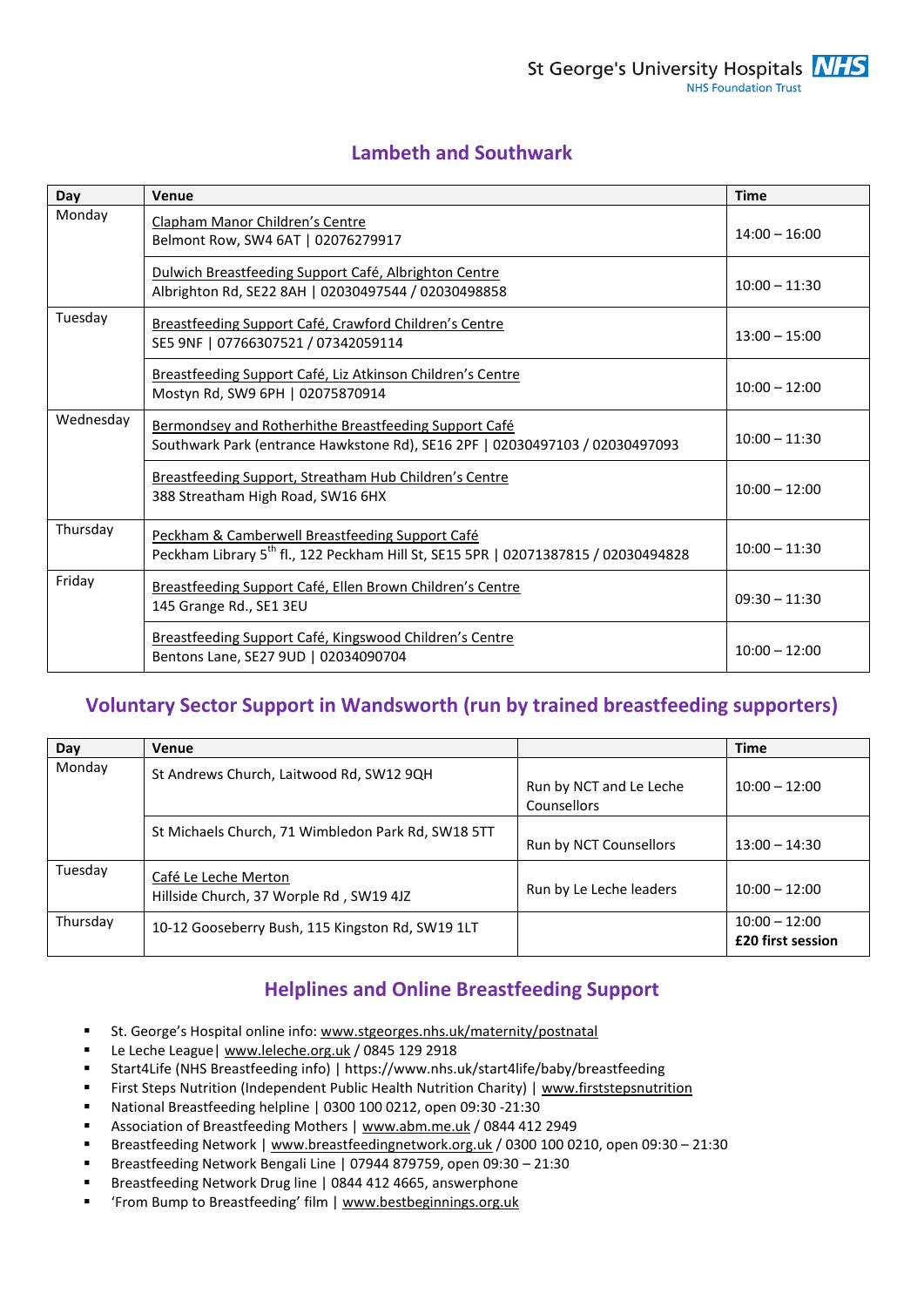## Lambeth and Southwark

| Day | Venue | Time |
|---|---|---|
| Monday | Clapham Manor Children's Centre<br>Belmont Row, SW4 6AT \| 02076279917 | 14:00 – 16:00 |
| | Dulwich Breastfeeding Support Café, Albrighton Centre<br>Albrighton Rd, SE22 8AH \| 02030497544 / 02030498858 | 10:00 – 11:30 |
| Tuesday | Breastfeeding Support Café, Crawford Children's Centre<br>SE5 9NF \| 07766307521 / 07342059114 | 13:00 – 15:00 |
| | Breastfeeding Support Café, Liz Atkinson Children's Centre<br>Mostyn Rd, SW9 6PH \| 02075870914 | 10:00 – 12:00 |
| Wednesday | Bermondsey and Rotherhithe Breastfeeding Support Café<br>Southwark Park (entrance Hawkstone Rd), SE16 2PF \| 02030497103 / 02030497093 | 10:00 – 11:30 |
| | Breastfeeding Support, Streatham Hub Children's Centre<br>388 Streatham High Road, SW16 6HX | 10:00 – 12:00 |
| Thursday | Peckham & Camberwell Breastfeeding Support Café<br>Peckham Library 5th fl., 122 Peckham Hill St, SE15 5PR \| 02071387815 / 02030494828 | 10:00 – 11:30 |
| Friday | Breastfeeding Support Café, Ellen Brown Children's Centre<br>145 Grange Rd., SE1 3EU | 09:30 – 11:30 |
| | Breastfeeding Support Café, Kingswood Children's Centre<br>Bentons Lane, SE27 9UD \| 02034090704 | 10:00 – 12:00 |

## Voluntary Sector Support in Wandsworth (run by trained breastfeeding supporters)

| Day | Venue | | Time |
|---|---|---|---|
| Monday | St Andrews Church, Laitwood Rd, SW12 9QH | Run by NCT and Le Leche Counsellors | 10:00 – 12:00 |
| | St Michaels Church, 71 Wimbledon Park Rd, SW18 5TT | Run by NCT Counsellors | 13:00 – 14:30 |
| Tuesday | Café Le Leche Merton<br>Hillside Church, 37 Worple Rd , SW19 4JZ | Run by Le Leche leaders | 10:00 – 12:00 |
| Thursday | 10-12 Gooseberry Bush, 115 Kingston Rd, SW19 1LT | | 10:00 – 12:00<br>**£20 first session** |

## Helplines and Online Breastfeeding Support

- St. George's Hospital online info: www.stgeorges.nhs.uk/maternity/postnatal
- Le Leche League| www.leleche.org.uk / 0845 129 2918
- Start4Life (NHS Breastfeeding info) | https://www.nhs.uk/start4life/baby/breastfeeding
- First Steps Nutrition (Independent Public Health Nutrition Charity) | www.firststepsnutrition
- National Breastfeeding helpline | 0300 100 0212, open 09:30 -21:30
- Association of Breastfeeding Mothers | www.abm.me.uk / 0844 412 2949
- Breastfeeding Network | www.breastfeedingnetwork.org.uk / 0300 100 0210, open 09:30 – 21:30
- Breastfeeding Network Bengali Line | 07944 879759, open 09:30 – 21:30
- Breastfeeding Network Drug line | 0844 412 4665, answerphone
- 'From Bump to Breastfeeding' film | www.bestbeginnings.org.uk